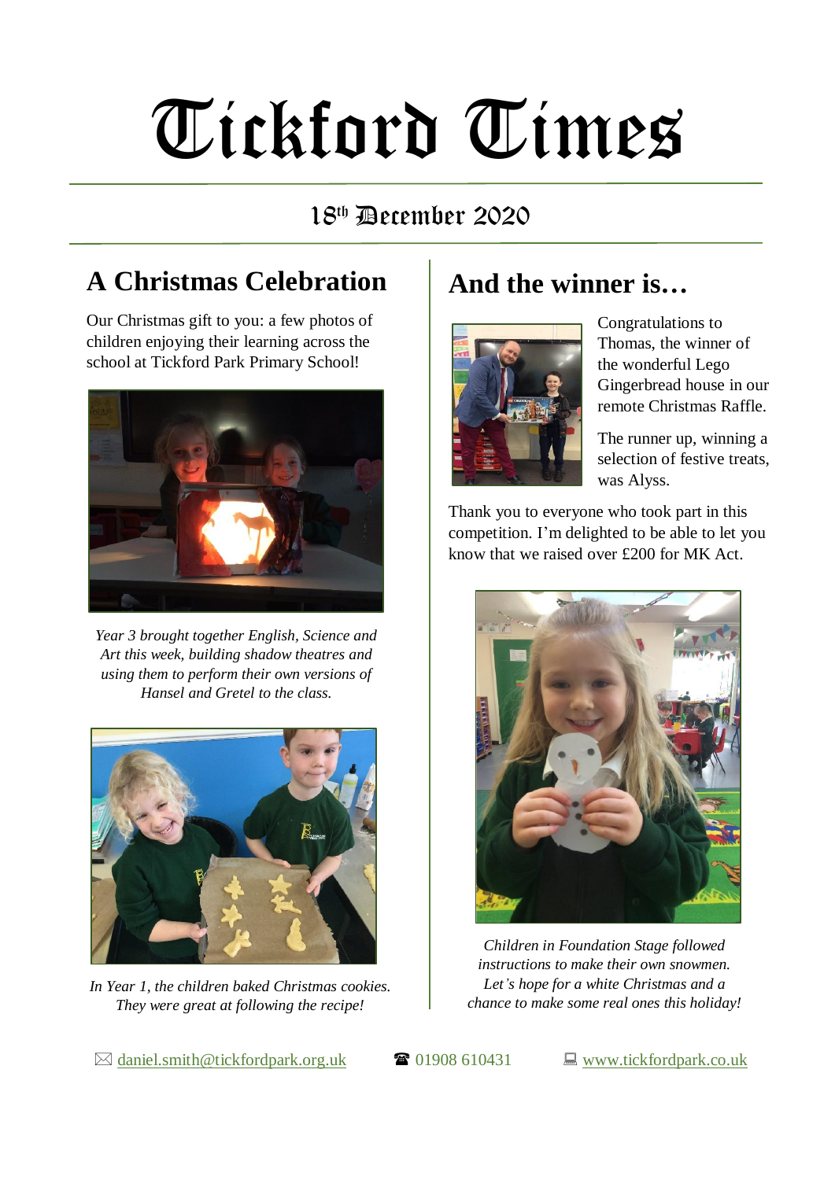# Tickford Times

18th December 2020

## A Christmas Celebration

Our Christmas gift to you: a few photos of children enjoying their learning across the school at Tickford Park Primary School!

*Year 3 brought together English, Science and Art this week, building shadow theatres and using them to perform their own versions of Hansel and Gretel to the class.*

*In Year 1, the children baked Christmas cookies. They were great at following the recipe!*

## And the winner is…

Congratulations to Thomas, the winner of the wonderful Lego Gingerbread house in our remote Christmas Raffle.

The runner up, winning a selection of festive treats, was Alyss.

Thank you to everyone who took part in this competition. I'm delighted to be able to let you know that we raised over £200 for MK Act.

*Children in Foundation Stage followed instructions to make their own snowmen. Let's hope for a white Christmas and a chance to make some real ones this holiday!*

✉ daniel.smith@tickfordpark.org.uk ☎ 01908 610431 💻 www.tickfordpark.co.uk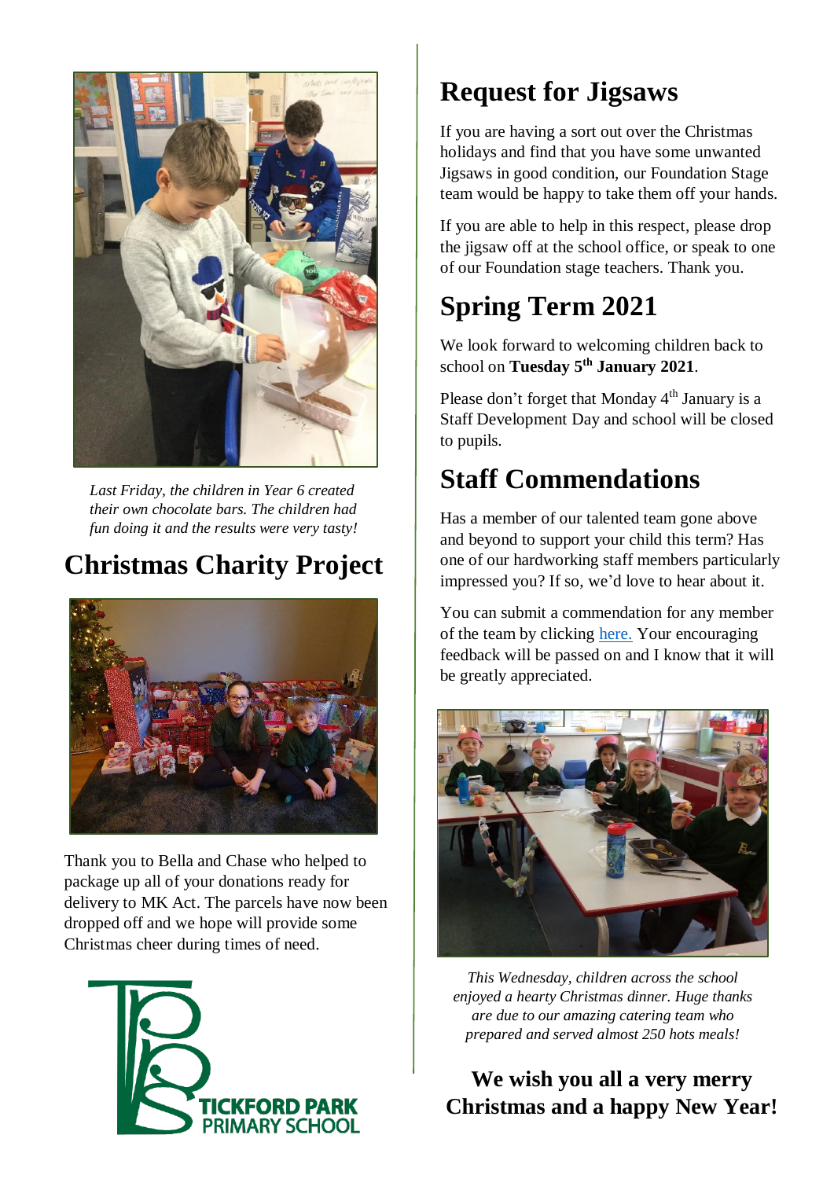*Last Friday, the children in Year 6 created their own chocolate bars. The children had fun doing it and the results were very tasty!*

## Christmas Charity Project

Thank you to Bella and Chase who helped to package up all of your donations ready for delivery to MK Act. The parcels have now been dropped off and we hope will provide some Christmas cheer during times of need.

TICKFORD PARK PRIMARY SCHOOL

## Request for Jigsaws

If you are having a sort out over the Christmas holidays and find that you have some unwanted Jigsaws in good condition, our Foundation Stage team would be happy to take them off your hands.

If you are able to help in this respect, please drop the jigsaw off at the school office, or speak to one of our Foundation stage teachers. Thank you.

## Spring Term 2021

We look forward to welcoming children back to school on **Tuesday 5th January 2021**.

Please don't forget that Monday 4th January is a Staff Development Day and school will be closed to pupils.

## Staff Commendations

Has a member of our talented team gone above and beyond to support your child this term? Has one of our hardworking staff members particularly impressed you? If so, we'd love to hear about it.

You can submit a commendation for any member of the team by clicking here. Your encouraging feedback will be passed on and I know that it will be greatly appreciated.

*This Wednesday, children across the school enjoyed a hearty Christmas dinner. Huge thanks are due to our amazing catering team who prepared and served almost 250 hots meals!*

**We wish you all a very merry Christmas and a happy New Year!**